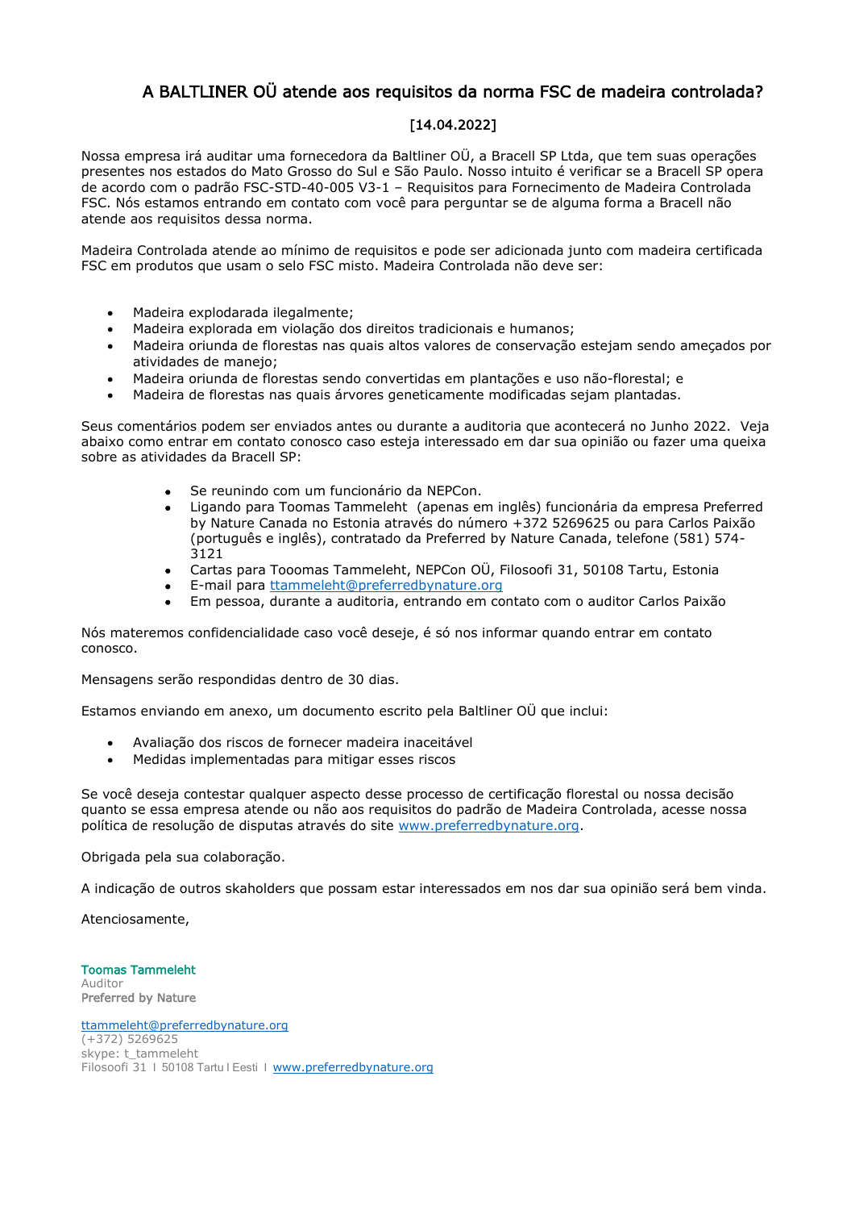# A BALTLINER OÜ atende aos requisitos da norma FSC de madeira controlada?

[14.04.2022]

Nossa empresa irá auditar uma fornecedora da Baltliner OÜ, a Bracell SP Ltda, que tem suas operações presentes nos estados do Mato Grosso do Sul e São Paulo. Nosso intuito é verificar se a Bracell SP opera de acordo com o padrão FSC-STD-40-005 V3-1 – Requisitos para Fornecimento de Madeira Controlada FSC. Nós estamos entrando em contato com você para perguntar se de alguma forma a Bracell não atende aos requisitos dessa norma.

Madeira Controlada atende ao mínimo de requisitos e pode ser adicionada junto com madeira certificada FSC em produtos que usam o selo FSC misto. Madeira Controlada não deve ser:

- Madeira explodarada ilegalmente;
- Madeira explorada em violação dos direitos tradicionais e humanos;
- Madeira oriunda de florestas nas quais altos valores de conservação estejam sendo ameçados por atividades de manejo;
- Madeira oriunda de florestas sendo convertidas em plantações e uso não-florestal; e
- Madeira de florestas nas quais árvores geneticamente modificadas sejam plantadas.

Seus comentários podem ser enviados antes ou durante a auditoria que acontecerá no Junho 2022. Veja abaixo como entrar em contato conosco caso esteja interessado em dar sua opinião ou fazer uma queixa sobre as atividades da Bracell SP:

- Se reunindo com um funcionário da NEPCon.
- Ligando para Toomas Tammeleht (apenas em inglês) funcionária da empresa Preferred by Nature Canada no Estonia através do número +372 5269625 ou para Carlos Paixão (português e inglês), contratado da Preferred by Nature Canada, telefone (581) 574-3121
- Cartas para Tooomas Tammeleht, NEPCon OÜ, Filosoofi 31, 50108 Tartu, Estonia
- E-mail para ttammeleht@preferredbynature.org
- Em pessoa, durante a auditoria, entrando em contato com o auditor Carlos Paixão

Nós materemos confidencialidade caso você deseje, é só nos informar quando entrar em contato conosco.

Mensagens serão respondidas dentro de 30 dias.

Estamos enviando em anexo, um documento escrito pela Baltliner OÜ que inclui:

- Avaliação dos riscos de fornecer madeira inaceitável
- Medidas implementadas para mitigar esses riscos

Se você deseja contestar qualquer aspecto desse processo de certificação florestal ou nossa decisão quanto se essa empresa atende ou não aos requisitos do padrão de Madeira Controlada, acesse nossa política de resolução de disputas através do site www.preferredbynature.org.

Obrigada pela sua colaboração.

A indicação de outros skaholders que possam estar interessados em nos dar sua opinião será bem vinda.

Atenciosamente,

**Toomas Tammeleht**
Auditor
**Preferred by Nature**

ttammeleht@preferredbynature.org
(+372) 5269625
skype: t_tammeleht
Filosoofi 31 I 50108 Tartu I Eesti I www.preferredbynature.org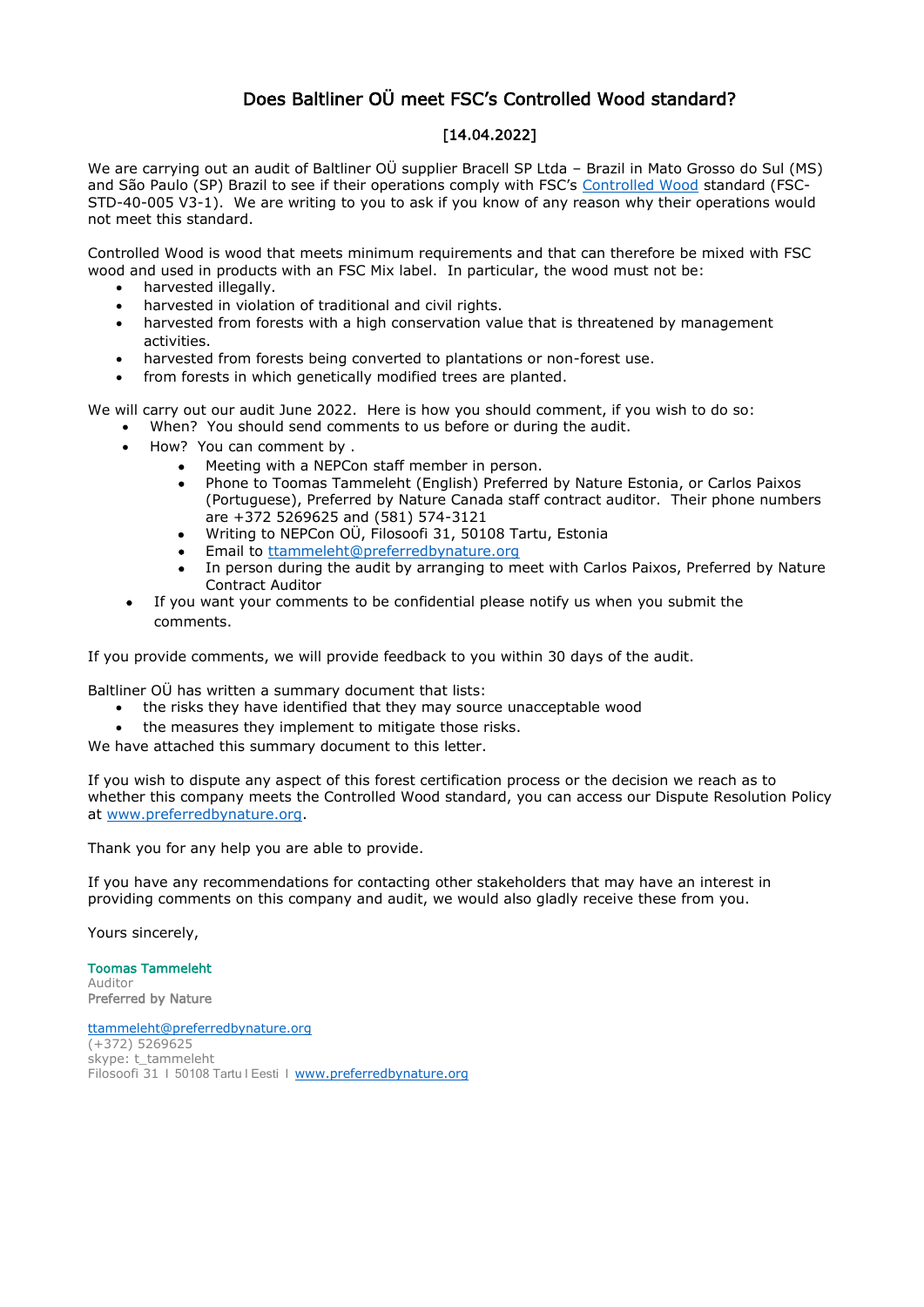# Does Baltliner OÜ meet FSC's Controlled Wood standard?

[14.04.2022]

We are carrying out an audit of Baltliner OÜ supplier Bracell SP Ltda – Brazil in Mato Grosso do Sul (MS) and São Paulo (SP) Brazil to see if their operations comply with FSC's Controlled Wood standard (FSC-STD-40-005 V3-1). We are writing to you to ask if you know of any reason why their operations would not meet this standard.

Controlled Wood is wood that meets minimum requirements and that can therefore be mixed with FSC wood and used in products with an FSC Mix label. In particular, the wood must not be:

- harvested illegally.
- harvested in violation of traditional and civil rights.
- harvested from forests with a high conservation value that is threatened by management activities.
- harvested from forests being converted to plantations or non-forest use.
- from forests in which genetically modified trees are planted.

We will carry out our audit June 2022. Here is how you should comment, if you wish to do so:

- When? You should send comments to us before or during the audit.
- How? You can comment by .
  - Meeting with a NEPCon staff member in person.
  - Phone to Toomas Tammeleht (English) Preferred by Nature Estonia, or Carlos Paixos (Portuguese), Preferred by Nature Canada staff contract auditor. Their phone numbers are +372 5269625 and (581) 574-3121
  - Writing to NEPCon OÜ, Filosoofi 31, 50108 Tartu, Estonia
  - Email to ttammeleht@preferredbynature.org
  - In person during the audit by arranging to meet with Carlos Paixos, Preferred by Nature Contract Auditor
- If you want your comments to be confidential please notify us when you submit the comments.

If you provide comments, we will provide feedback to you within 30 days of the audit.

Baltliner OÜ has written a summary document that lists:

- the risks they have identified that they may source unacceptable wood
- the measures they implement to mitigate those risks.

We have attached this summary document to this letter.

If you wish to dispute any aspect of this forest certification process or the decision we reach as to whether this company meets the Controlled Wood standard, you can access our Dispute Resolution Policy at www.preferredbynature.org.

Thank you for any help you are able to provide.

If you have any recommendations for contacting other stakeholders that may have an interest in providing comments on this company and audit, we would also gladly receive these from you.

Yours sincerely,

Toomas Tammeleht
Auditor
**Preferred by Nature**

ttammeleht@preferredbynature.org
(+372) 5269625
skype: t_tammeleht
Filosoofi 31 | 50108 Tartu | Eesti | www.preferredbynature.org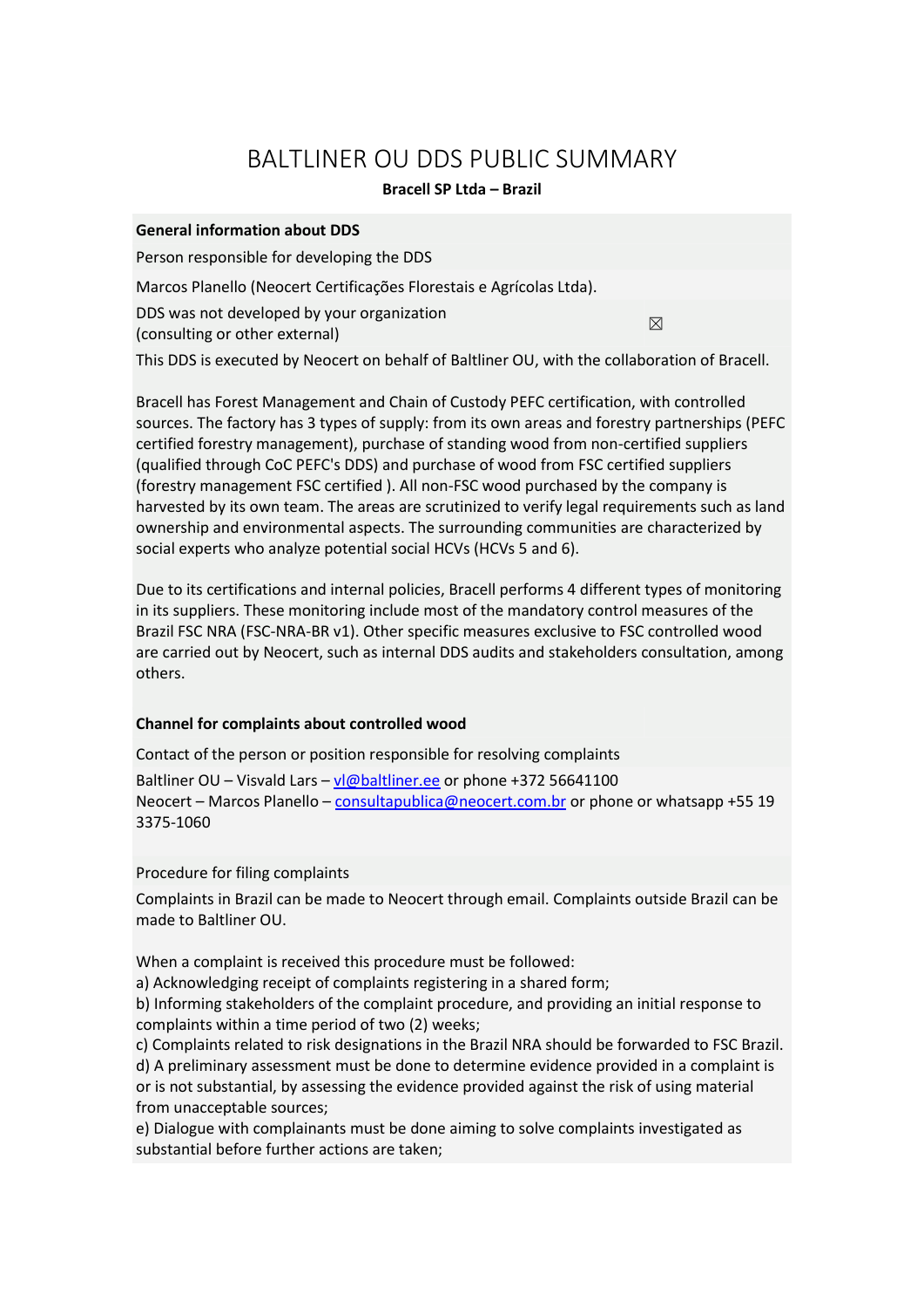# BALTLINER OU DDS PUBLIC SUMMARY

**Bracell SP Ltda – Brazil**

**General information about DDS**

Person responsible for developing the DDS

Marcos Planello (Neocert Certificações Florestais e Agrícolas Ltda).

DDS was not developed by your organization (consulting or other external) ☒

This DDS is executed by Neocert on behalf of Baltliner OU, with the collaboration of Bracell.

Bracell has Forest Management and Chain of Custody PEFC certification, with controlled sources. The factory has 3 types of supply: from its own areas and forestry partnerships (PEFC certified forestry management), purchase of standing wood from non-certified suppliers (qualified through CoC PEFC's DDS) and purchase of wood from FSC certified suppliers (forestry management FSC certified ). All non-FSC wood purchased by the company is harvested by its own team. The areas are scrutinized to verify legal requirements such as land ownership and environmental aspects. The surrounding communities are characterized by social experts who analyze potential social HCVs (HCVs 5 and 6).

Due to its certifications and internal policies, Bracell performs 4 different types of monitoring in its suppliers. These monitoring include most of the mandatory control measures of the Brazil FSC NRA (FSC-NRA-BR v1). Other specific measures exclusive to FSC controlled wood are carried out by Neocert, such as internal DDS audits and stakeholders consultation, among others.

**Channel for complaints about controlled wood**

Contact of the person or position responsible for resolving complaints

Baltliner OU – Visvald Lars – vl@baltliner.ee or phone +372 56641100
Neocert – Marcos Planello – consultapublica@neocert.com.br or phone or whatsapp +55 19 3375-1060

Procedure for filing complaints

Complaints in Brazil can be made to Neocert through email. Complaints outside Brazil can be made to Baltliner OU.

When a complaint is received this procedure must be followed:
a) Acknowledging receipt of complaints registering in a shared form;
b) Informing stakeholders of the complaint procedure, and providing an initial response to complaints within a time period of two (2) weeks;
c) Complaints related to risk designations in the Brazil NRA should be forwarded to FSC Brazil.
d) A preliminary assessment must be done to determine evidence provided in a complaint is or is not substantial, by assessing the evidence provided against the risk of using material from unacceptable sources;
e) Dialogue with complainants must be done aiming to solve complaints investigated as substantial before further actions are taken;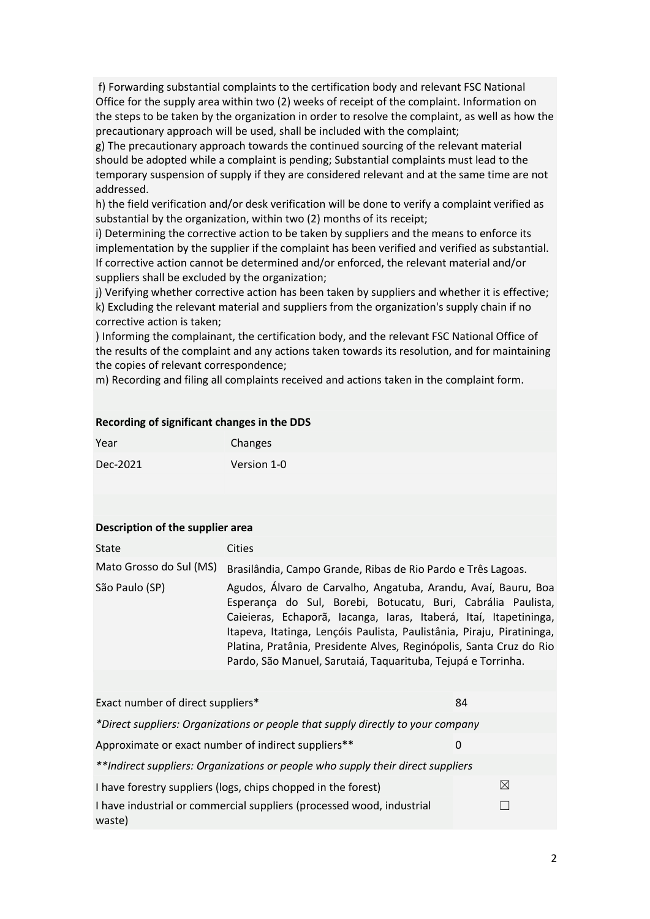f) Forwarding substantial complaints to the certification body and relevant FSC National Office for the supply area within two (2) weeks of receipt of the complaint. Information on the steps to be taken by the organization in order to resolve the complaint, as well as how the precautionary approach will be used, shall be included with the complaint;
g) The precautionary approach towards the continued sourcing of the relevant material should be adopted while a complaint is pending; Substantial complaints must lead to the temporary suspension of supply if they are considered relevant and at the same time are not addressed.
h) the field verification and/or desk verification will be done to verify a complaint verified as substantial by the organization, within two (2) months of its receipt;
i) Determining the corrective action to be taken by suppliers and the means to enforce its implementation by the supplier if the complaint has been verified and verified as substantial. If corrective action cannot be determined and/or enforced, the relevant material and/or suppliers shall be excluded by the organization;
j) Verifying whether corrective action has been taken by suppliers and whether it is effective;
k) Excluding the relevant material and suppliers from the organization's supply chain if no corrective action is taken;
) Informing the complainant, the certification body, and the relevant FSC National Office of the results of the complaint and any actions taken towards its resolution, and for maintaining the copies of relevant correspondence;
m) Recording and filing all complaints received and actions taken in the complaint form.

**Recording of significant changes in the DDS**

| Year | Changes |
|---|---|
| Dec-2021 | Version 1-0 |

**Description of the supplier area**

| State | Cities |
|---|---|
| Mato Grosso do Sul (MS) | Brasilândia, Campo Grande, Ribas de Rio Pardo e Três Lagoas. |
| São Paulo (SP) | Agudos, Álvaro de Carvalho, Angatuba, Arandu, Avaí, Bauru, Boa Esperança do Sul, Borebi, Botucatu, Buri, Cabrália Paulista, Caieieras, Echaporã, Iacanga, Iaras, Itaberá, Itaí, Itapetininga, Itapeva, Itatinga, Lençóis Paulista, Paulistânia, Piraju, Piratininga, Platina, Pratânia, Presidente Alves, Reginópolis, Santa Cruz do Rio Pardo, São Manuel, Sarutaiá, Taquarituba, Tejupá e Torrinha. |

| | |
|---|---|
| Exact number of direct suppliers* | 84 |
| *Direct suppliers: Organizations or people that supply directly to your company* | |
| Approximate or exact number of indirect suppliers** | 0 |
| ***Indirect suppliers: Organizations or people who supply their direct suppliers* | |
| I have forestry suppliers (logs, chips chopped in the forest) | ☒ |
| I have industrial or commercial suppliers (processed wood, industrial waste) | ☐ |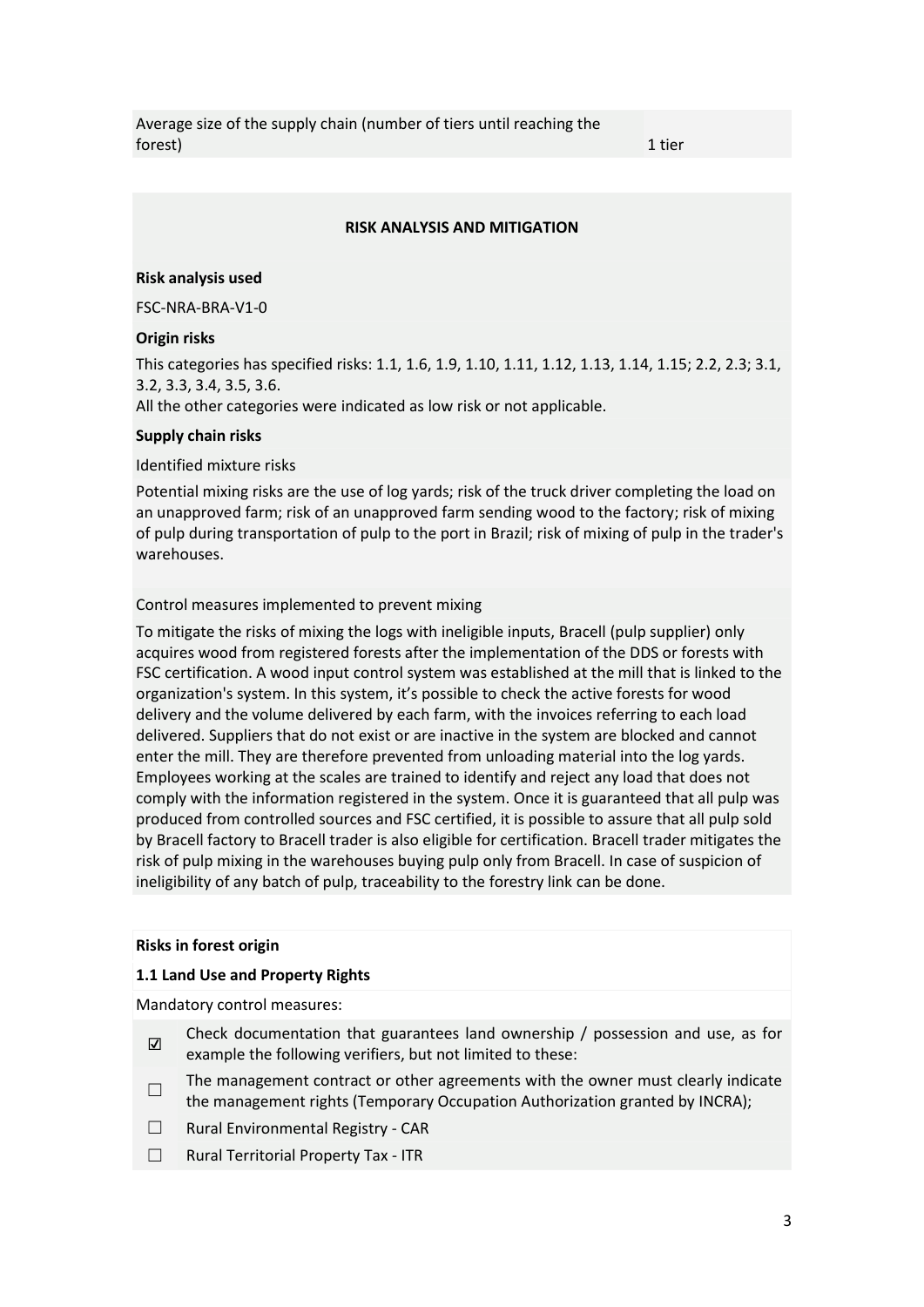| Average size of the supply chain (number of tiers until reaching the forest) | 1 tier |
|---|---|

## RISK ANALYSIS AND MITIGATION

**Risk analysis used**

FSC-NRA-BRA-V1-0

**Origin risks**

This categories has specified risks: 1.1, 1.6, 1.9, 1.10, 1.11, 1.12, 1.13, 1.14, 1.15; 2.2, 2.3; 3.1, 3.2, 3.3, 3.4, 3.5, 3.6.
All the other categories were indicated as low risk or not applicable.

**Supply chain risks**

Identified mixture risks

Potential mixing risks are the use of log yards; risk of the truck driver completing the load on an unapproved farm; risk of an unapproved farm sending wood to the factory; risk of mixing of pulp during transportation of pulp to the port in Brazil; risk of mixing of pulp in the trader's warehouses.

Control measures implemented to prevent mixing

To mitigate the risks of mixing the logs with ineligible inputs, Bracell (pulp supplier) only acquires wood from registered forests after the implementation of the DDS or forests with FSC certification. A wood input control system was established at the mill that is linked to the organization's system. In this system, it's possible to check the active forests for wood delivery and the volume delivered by each farm, with the invoices referring to each load delivered. Suppliers that do not exist or are inactive in the system are blocked and cannot enter the mill. They are therefore prevented from unloading material into the log yards. Employees working at the scales are trained to identify and reject any load that does not comply with the information registered in the system. Once it is guaranteed that all pulp was produced from controlled sources and FSC certified, it is possible to assure that all pulp sold by Bracell factory to Bracell trader is also eligible for certification. Bracell trader mitigates the risk of pulp mixing in the warehouses buying pulp only from Bracell. In case of suspicion of ineligibility of any batch of pulp, traceability to the forestry link can be done.

**Risks in forest origin**

**1.1 Land Use and Property Rights**

Mandatory control measures:

- ☑ Check documentation that guarantees land ownership / possession and use, as for example the following verifiers, but not limited to these:
- ☐ The management contract or other agreements with the owner must clearly indicate the management rights (Temporary Occupation Authorization granted by INCRA);
- ☐ Rural Environmental Registry - CAR
- ☐ Rural Territorial Property Tax - ITR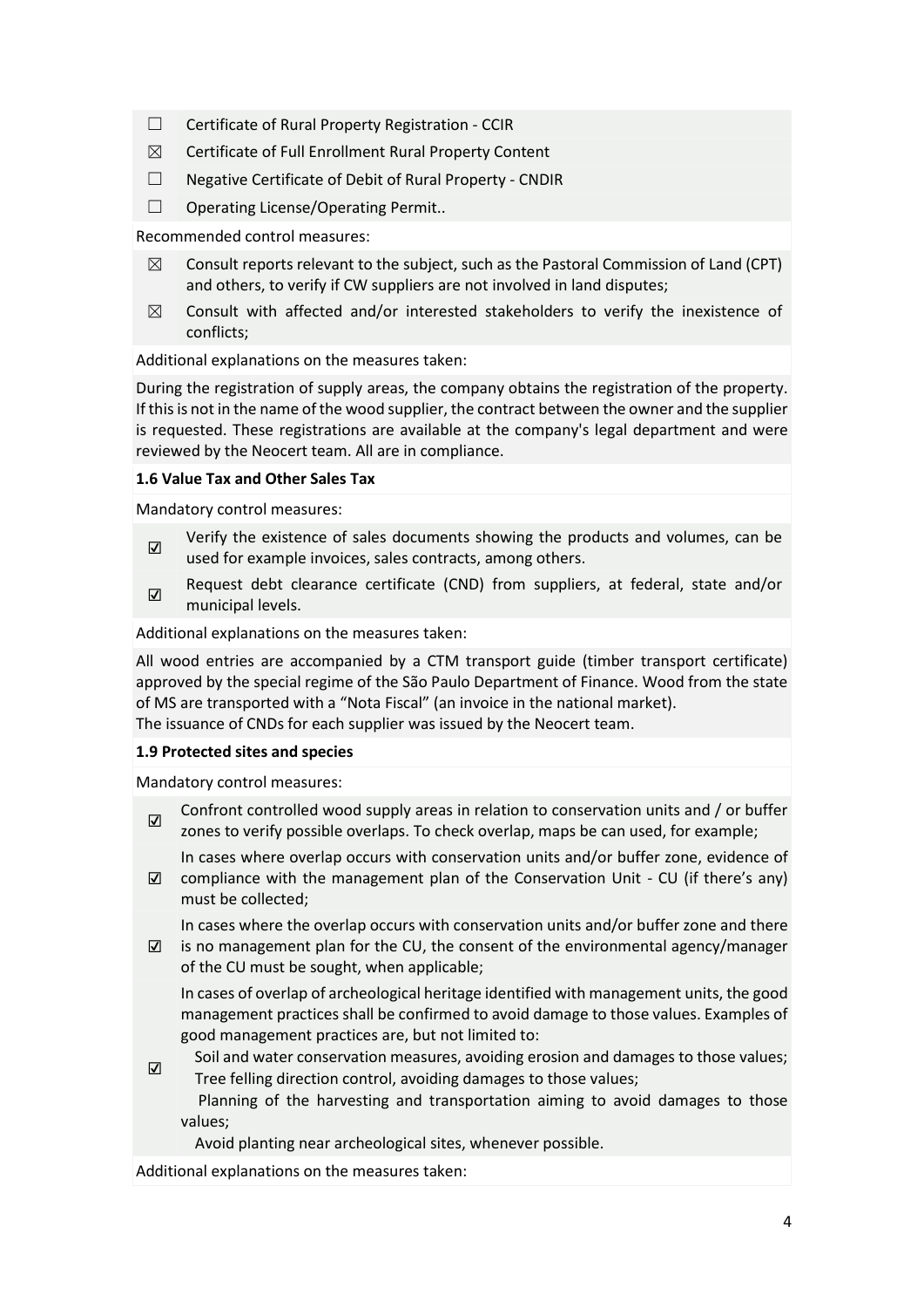- ☐ Certificate of Rural Property Registration - CCIR
- ☒ Certificate of Full Enrollment Rural Property Content
- ☐ Negative Certificate of Debit of Rural Property - CNDIR
- ☐ Operating License/Operating Permit..

Recommended control measures:

- ☒ Consult reports relevant to the subject, such as the Pastoral Commission of Land (CPT) and others, to verify if CW suppliers are not involved in land disputes;
- ☒ Consult with affected and/or interested stakeholders to verify the inexistence of conflicts;

Additional explanations on the measures taken:

During the registration of supply areas, the company obtains the registration of the property. If this is not in the name of the wood supplier, the contract between the owner and the supplier is requested. These registrations are available at the company's legal department and were reviewed by the Neocert team. All are in compliance.

**1.6 Value Tax and Other Sales Tax**

Mandatory control measures:

- ☑ Verify the existence of sales documents showing the products and volumes, can be used for example invoices, sales contracts, among others.
- ☑ Request debt clearance certificate (CND) from suppliers, at federal, state and/or municipal levels.

Additional explanations on the measures taken:

All wood entries are accompanied by a CTM transport guide (timber transport certificate) approved by the special regime of the São Paulo Department of Finance. Wood from the state of MS are transported with a "Nota Fiscal" (an invoice in the national market).
The issuance of CNDs for each supplier was issued by the Neocert team.

**1.9 Protected sites and species**

Mandatory control measures:

- ☑ Confront controlled wood supply areas in relation to conservation units and / or buffer zones to verify possible overlaps. To check overlap, maps be can used, for example;
- ☑ In cases where overlap occurs with conservation units and/or buffer zone, evidence of compliance with the management plan of the Conservation Unit - CU (if there's any) must be collected;
- ☑ In cases where the overlap occurs with conservation units and/or buffer zone and there is no management plan for the CU, the consent of the environmental agency/manager of the CU must be sought, when applicable;
- ☑ In cases of overlap of archeological heritage identified with management units, the good management practices shall be confirmed to avoid damage to those values. Examples of good management practices are, but not limited to:
  - Soil and water conservation measures, avoiding erosion and damages to those values;
  - Tree felling direction control, avoiding damages to those values;
  - Planning of the harvesting and transportation aiming to avoid damages to those values;
  - Avoid planting near archeological sites, whenever possible.

Additional explanations on the measures taken: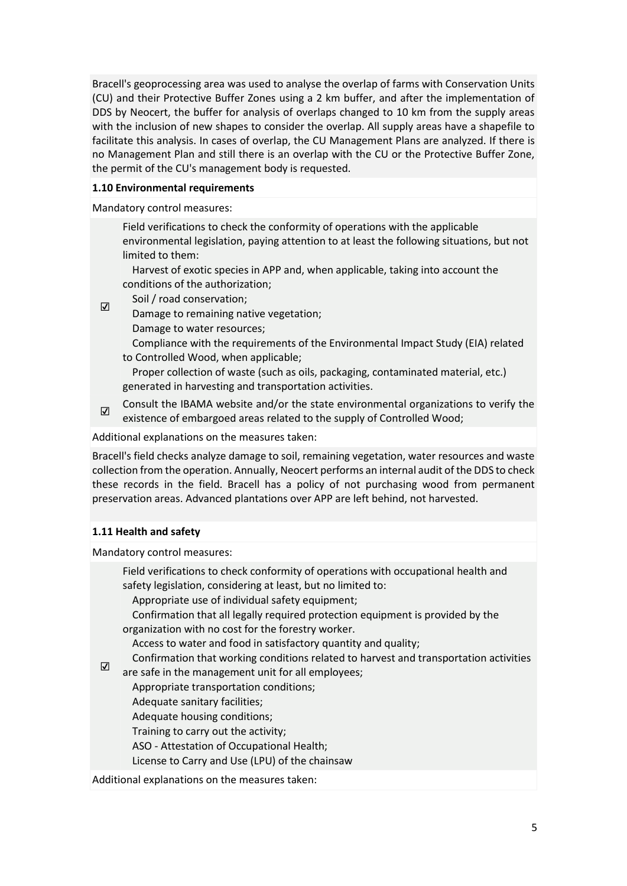Bracell's geoprocessing area was used to analyse the overlap of farms with Conservation Units (CU) and their Protective Buffer Zones using a 2 km buffer, and after the implementation of DDS by Neocert, the buffer for analysis of overlaps changed to 10 km from the supply areas with the inclusion of new shapes to consider the overlap. All supply areas have a shapefile to facilitate this analysis. In cases of overlap, the CU Management Plans are analyzed. If there is no Management Plan and still there is an overlap with the CU or the Protective Buffer Zone, the permit of the CU's management body is requested.

**1.10 Environmental requirements**

Mandatory control measures:

☑ Field verifications to check the conformity of operations with the applicable environmental legislation, paying attention to at least the following situations, but not limited to them:

- Harvest of exotic species in APP and, when applicable, taking into account the conditions of the authorization;
- Soil / road conservation;
- Damage to remaining native vegetation;
- Damage to water resources;
- Compliance with the requirements of the Environmental Impact Study (EIA) related to Controlled Wood, when applicable;
- Proper collection of waste (such as oils, packaging, contaminated material, etc.) generated in harvesting and transportation activities.

☑ Consult the IBAMA website and/or the state environmental organizations to verify the existence of embargoed areas related to the supply of Controlled Wood;

Additional explanations on the measures taken:

Bracell's field checks analyze damage to soil, remaining vegetation, water resources and waste collection from the operation. Annually, Neocert performs an internal audit of the DDS to check these records in the field. Bracell has a policy of not purchasing wood from permanent preservation areas. Advanced plantations over APP are left behind, not harvested.

**1.11 Health and safety**

Mandatory control measures:

☑ Field verifications to check conformity of operations with occupational health and safety legislation, considering at least, but no limited to:

- Appropriate use of individual safety equipment;
- Confirmation that all legally required protection equipment is provided by the organization with no cost for the forestry worker.
- Access to water and food in satisfactory quantity and quality;
- Confirmation that working conditions related to harvest and transportation activities are safe in the management unit for all employees;
- Appropriate transportation conditions;
- Adequate sanitary facilities;
- Adequate housing conditions;
- Training to carry out the activity;
- ASO - Attestation of Occupational Health;
- License to Carry and Use (LPU) of the chainsaw

Additional explanations on the measures taken: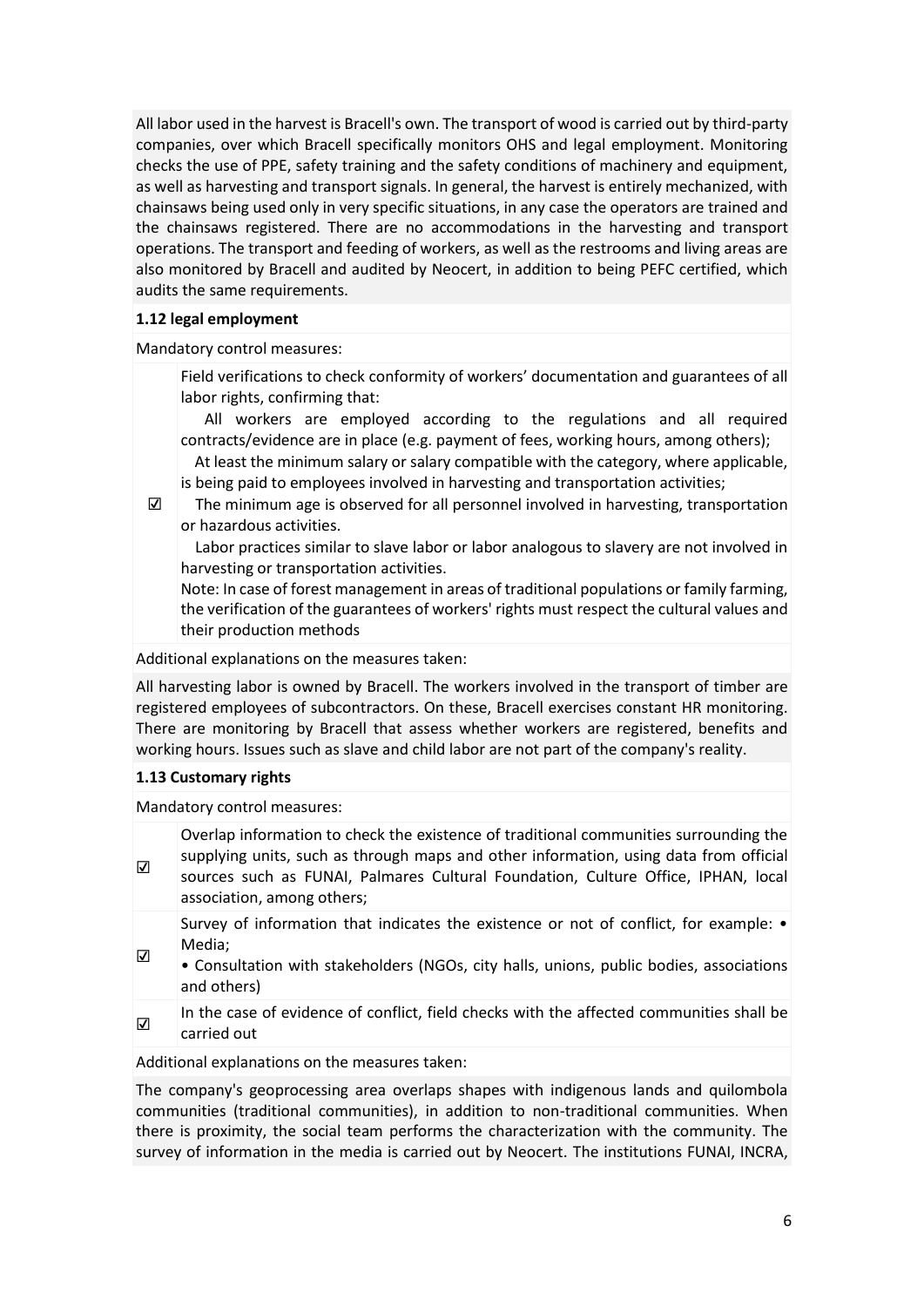All labor used in the harvest is Bracell's own. The transport of wood is carried out by third-party companies, over which Bracell specifically monitors OHS and legal employment. Monitoring checks the use of PPE, safety training and the safety conditions of machinery and equipment, as well as harvesting and transport signals. In general, the harvest is entirely mechanized, with chainsaws being used only in very specific situations, in any case the operators are trained and the chainsaws registered. There are no accommodations in the harvesting and transport operations. The transport and feeding of workers, as well as the restrooms and living areas are also monitored by Bracell and audited by Neocert, in addition to being PEFC certified, which audits the same requirements.

**1.12 legal employment**

Mandatory control measures:

| | |
|---|---|
| ☑ | Field verifications to check conformity of workers' documentation and guarantees of all labor rights, confirming that:<br>All workers are employed according to the regulations and all required contracts/evidence are in place (e.g. payment of fees, working hours, among others);<br>At least the minimum salary or salary compatible with the category, where applicable, is being paid to employees involved in harvesting and transportation activities;<br>The minimum age is observed for all personnel involved in harvesting, transportation or hazardous activities.<br>Labor practices similar to slave labor or labor analogous to slavery are not involved in harvesting or transportation activities.<br>Note: In case of forest management in areas of traditional populations or family farming, the verification of the guarantees of workers' rights must respect the cultural values and their production methods |

Additional explanations on the measures taken:

All harvesting labor is owned by Bracell. The workers involved in the transport of timber are registered employees of subcontractors. On these, Bracell exercises constant HR monitoring. There are monitoring by Bracell that assess whether workers are registered, benefits and working hours. Issues such as slave and child labor are not part of the company's reality.

**1.13 Customary rights**

Mandatory control measures:

| | |
|---|---|
| ☑ | Overlap information to check the existence of traditional communities surrounding the supplying units, such as through maps and other information, using data from official sources such as FUNAI, Palmares Cultural Foundation, Culture Office, IPHAN, local association, among others; |
| ☑ | Survey of information that indicates the existence or not of conflict, for example: • Media;<br>• Consultation with stakeholders (NGOs, city halls, unions, public bodies, associations and others) |
| ☑ | In the case of evidence of conflict, field checks with the affected communities shall be carried out |

Additional explanations on the measures taken:

The company's geoprocessing area overlaps shapes with indigenous lands and quilombola communities (traditional communities), in addition to non-traditional communities. When there is proximity, the social team performs the characterization with the community. The survey of information in the media is carried out by Neocert. The institutions FUNAI, INCRA,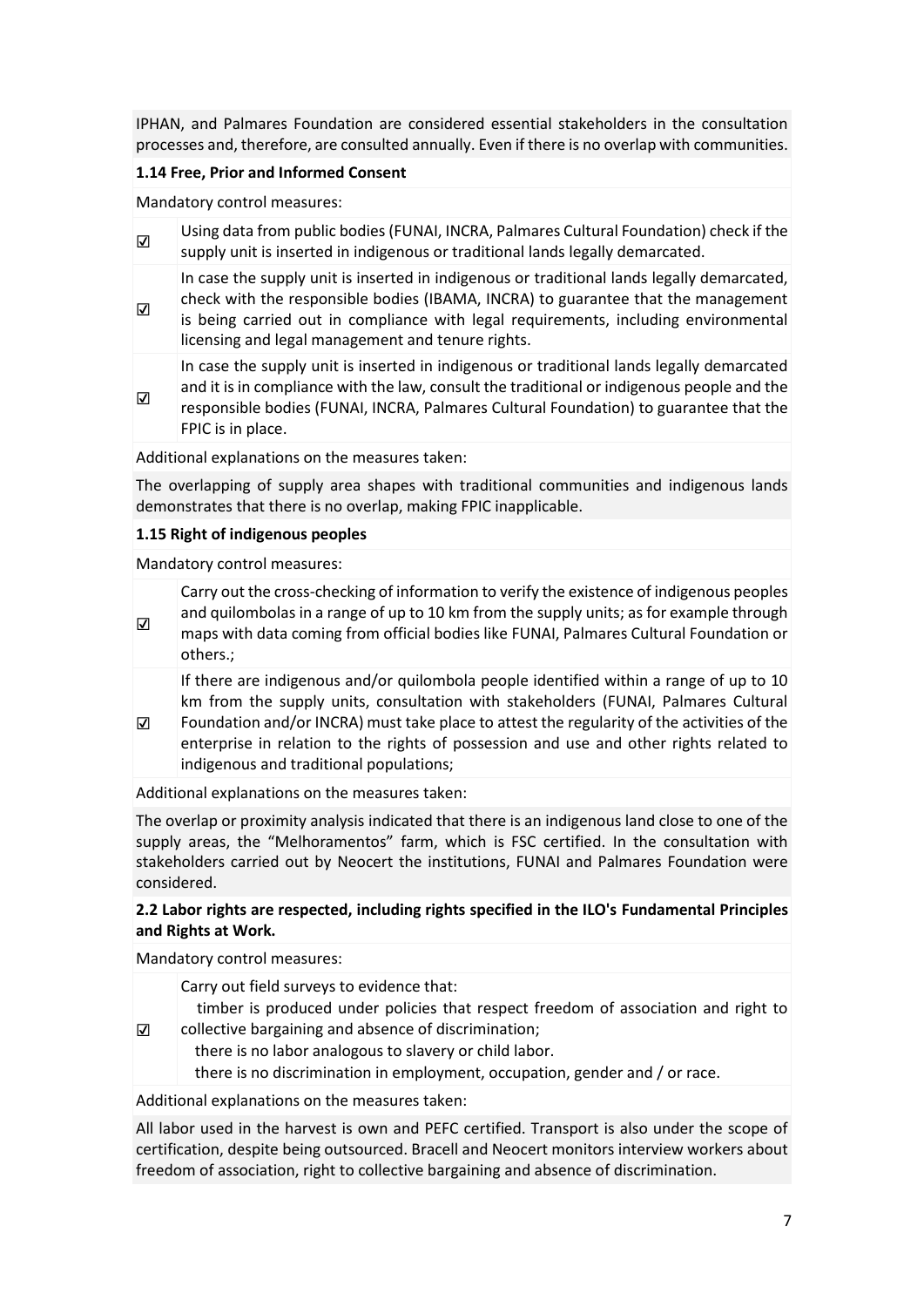IPHAN, and Palmares Foundation are considered essential stakeholders in the consultation processes and, therefore, are consulted annually. Even if there is no overlap with communities.

**1.14 Free, Prior and Informed Consent**

Mandatory control measures:

| | |
|---|---|
| ☑ | Using data from public bodies (FUNAI, INCRA, Palmares Cultural Foundation) check if the supply unit is inserted in indigenous or traditional lands legally demarcated. |
| ☑ | In case the supply unit is inserted in indigenous or traditional lands legally demarcated, check with the responsible bodies (IBAMA, INCRA) to guarantee that the management is being carried out in compliance with legal requirements, including environmental licensing and legal management and tenure rights. |
| ☑ | In case the supply unit is inserted in indigenous or traditional lands legally demarcated and it is in compliance with the law, consult the traditional or indigenous people and the responsible bodies (FUNAI, INCRA, Palmares Cultural Foundation) to guarantee that the FPIC is in place. |

Additional explanations on the measures taken:

The overlapping of supply area shapes with traditional communities and indigenous lands demonstrates that there is no overlap, making FPIC inapplicable.

**1.15 Right of indigenous peoples**

Mandatory control measures:

| | |
|---|---|
| ☑ | Carry out the cross-checking of information to verify the existence of indigenous peoples and quilombolas in a range of up to 10 km from the supply units; as for example through maps with data coming from official bodies like FUNAI, Palmares Cultural Foundation or others.; |
| ☑ | If there are indigenous and/or quilombola people identified within a range of up to 10 km from the supply units, consultation with stakeholders (FUNAI, Palmares Cultural Foundation and/or INCRA) must take place to attest the regularity of the activities of the enterprise in relation to the rights of possession and use and other rights related to indigenous and traditional populations; |

Additional explanations on the measures taken:

The overlap or proximity analysis indicated that there is an indigenous land close to one of the supply areas, the "Melhoramentos" farm, which is FSC certified. In the consultation with stakeholders carried out by Neocert the institutions, FUNAI and Palmares Foundation were considered.

**2.2 Labor rights are respected, including rights specified in the ILO's Fundamental Principles and Rights at Work.**

Mandatory control measures:

| | |
|---|---|
| ☑ | Carry out field surveys to evidence that: timber is produced under policies that respect freedom of association and right to collective bargaining and absence of discrimination; there is no labor analogous to slavery or child labor. there is no discrimination in employment, occupation, gender and / or race. |

Additional explanations on the measures taken:

All labor used in the harvest is own and PEFC certified. Transport is also under the scope of certification, despite being outsourced. Bracell and Neocert monitors interview workers about freedom of association, right to collective bargaining and absence of discrimination.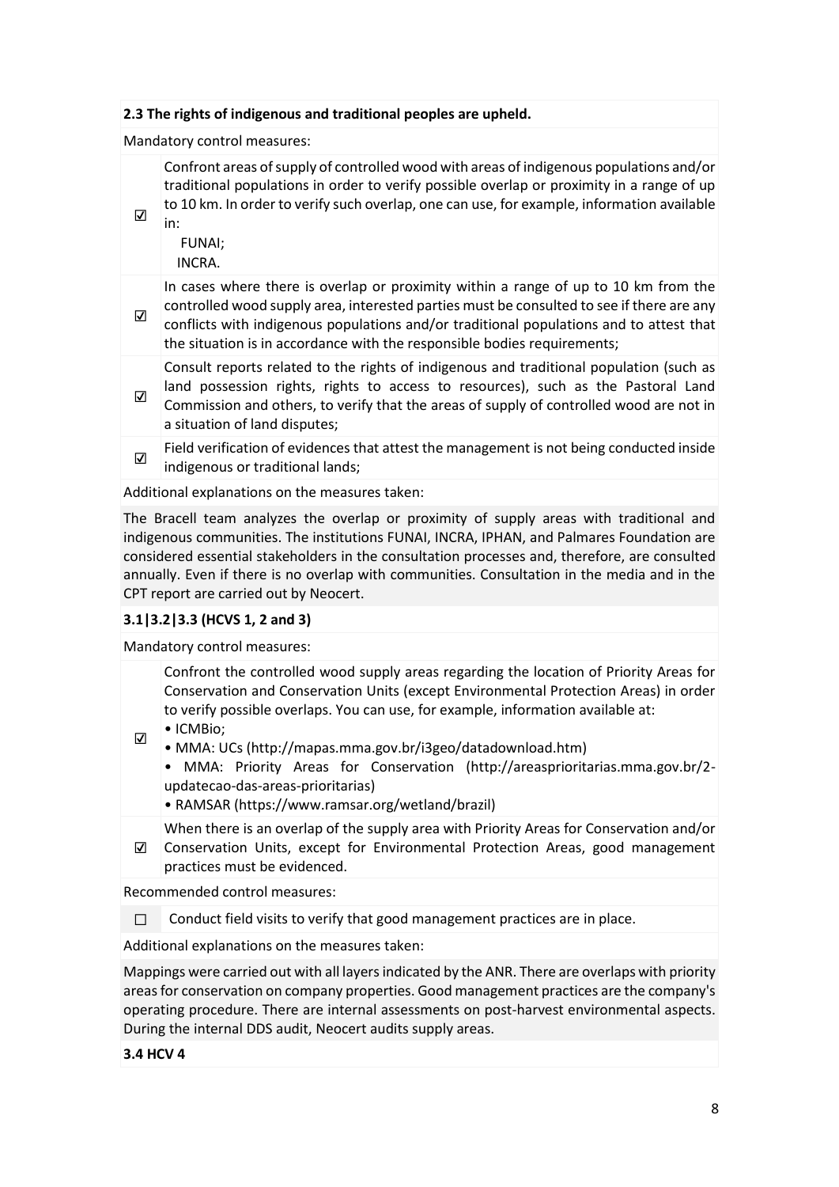**2.3 The rights of indigenous and traditional peoples are upheld.**

Mandatory control measures:

- ☑ Confront areas of supply of controlled wood with areas of indigenous populations and/or traditional populations in order to verify possible overlap or proximity in a range of up to 10 km. In order to verify such overlap, one can use, for example, information available in:
  - FUNAI;
  - INCRA.
- ☑ In cases where there is overlap or proximity within a range of up to 10 km from the controlled wood supply area, interested parties must be consulted to see if there are any conflicts with indigenous populations and/or traditional populations and to attest that the situation is in accordance with the responsible bodies requirements;
- ☑ Consult reports related to the rights of indigenous and traditional population (such as land possession rights, rights to access to resources), such as the Pastoral Land Commission and others, to verify that the areas of supply of controlled wood are not in a situation of land disputes;
- ☑ Field verification of evidences that attest the management is not being conducted inside indigenous or traditional lands;

Additional explanations on the measures taken:

The Bracell team analyzes the overlap or proximity of supply areas with traditional and indigenous communities. The institutions FUNAI, INCRA, IPHAN, and Palmares Foundation are considered essential stakeholders in the consultation processes and, therefore, are consulted annually. Even if there is no overlap with communities. Consultation in the media and in the CPT report are carried out by Neocert.

**3.1|3.2|3.3 (HCVS 1, 2 and 3)**

Mandatory control measures:

- ☑ Confront the controlled wood supply areas regarding the location of Priority Areas for Conservation and Conservation Units (except Environmental Protection Areas) in order to verify possible overlaps. You can use, for example, information available at:
  - ICMBio;
  - MMA: UCs (http://mapas.mma.gov.br/i3geo/datadownload.htm)
  - MMA: Priority Areas for Conservation (http://areasprioritarias.mma.gov.br/2-updatecao-das-areas-prioritarias)
  - RAMSAR (https://www.ramsar.org/wetland/brazil)
- ☑ When there is an overlap of the supply area with Priority Areas for Conservation and/or Conservation Units, except for Environmental Protection Areas, good management practices must be evidenced.

Recommended control measures:

- ☐ Conduct field visits to verify that good management practices are in place.

Additional explanations on the measures taken:

Mappings were carried out with all layers indicated by the ANR. There are overlaps with priority areas for conservation on company properties. Good management practices are the company's operating procedure. There are internal assessments on post-harvest environmental aspects. During the internal DDS audit, Neocert audits supply areas.

**3.4 HCV 4**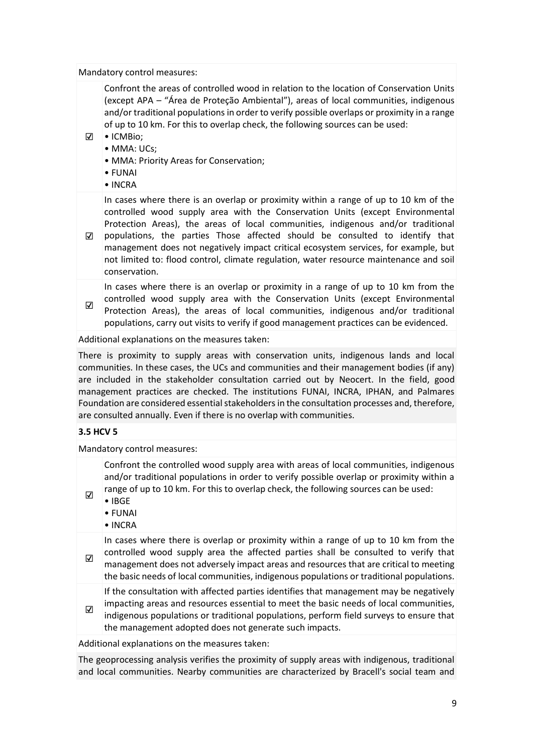Mandatory control measures:

| | |
|---|---|
| ☑ | Confront the areas of controlled wood in relation to the location of Conservation Units (except APA – "Área de Proteção Ambiental"), areas of local communities, indigenous and/or traditional populations in order to verify possible overlaps or proximity in a range of up to 10 km. For this to overlap check, the following sources can be used:<br>• ICMBio;<br>• MMA: UCs;<br>• MMA: Priority Areas for Conservation;<br>• FUNAI<br>• INCRA |
| ☑ | In cases where there is an overlap or proximity within a range of up to 10 km of the controlled wood supply area with the Conservation Units (except Environmental Protection Areas), the areas of local communities, indigenous and/or traditional populations, the parties Those affected should be consulted to identify that management does not negatively impact critical ecosystem services, for example, but not limited to: flood control, climate regulation, water resource maintenance and soil conservation. |
| ☑ | In cases where there is an overlap or proximity in a range of up to 10 km from the controlled wood supply area with the Conservation Units (except Environmental Protection Areas), the areas of local communities, indigenous and/or traditional populations, carry out visits to verify if good management practices can be evidenced. |

Additional explanations on the measures taken:

There is proximity to supply areas with conservation units, indigenous lands and local communities. In these cases, the UCs and communities and their management bodies (if any) are included in the stakeholder consultation carried out by Neocert. In the field, good management practices are checked. The institutions FUNAI, INCRA, IPHAN, and Palmares Foundation are considered essential stakeholders in the consultation processes and, therefore, are consulted annually. Even if there is no overlap with communities.

### 3.5 HCV 5

Mandatory control measures:

| | |
|---|---|
| ☑ | Confront the controlled wood supply area with areas of local communities, indigenous and/or traditional populations in order to verify possible overlap or proximity within a range of up to 10 km. For this to overlap check, the following sources can be used:<br>• IBGE<br>• FUNAI<br>• INCRA |
| ☑ | In cases where there is overlap or proximity within a range of up to 10 km from the controlled wood supply area the affected parties shall be consulted to verify that management does not adversely impact areas and resources that are critical to meeting the basic needs of local communities, indigenous populations or traditional populations. |
| ☑ | If the consultation with affected parties identifies that management may be negatively impacting areas and resources essential to meet the basic needs of local communities, indigenous populations or traditional populations, perform field surveys to ensure that the management adopted does not generate such impacts. |

Additional explanations on the measures taken:

The geoprocessing analysis verifies the proximity of supply areas with indigenous, traditional and local communities. Nearby communities are characterized by Bracell's social team and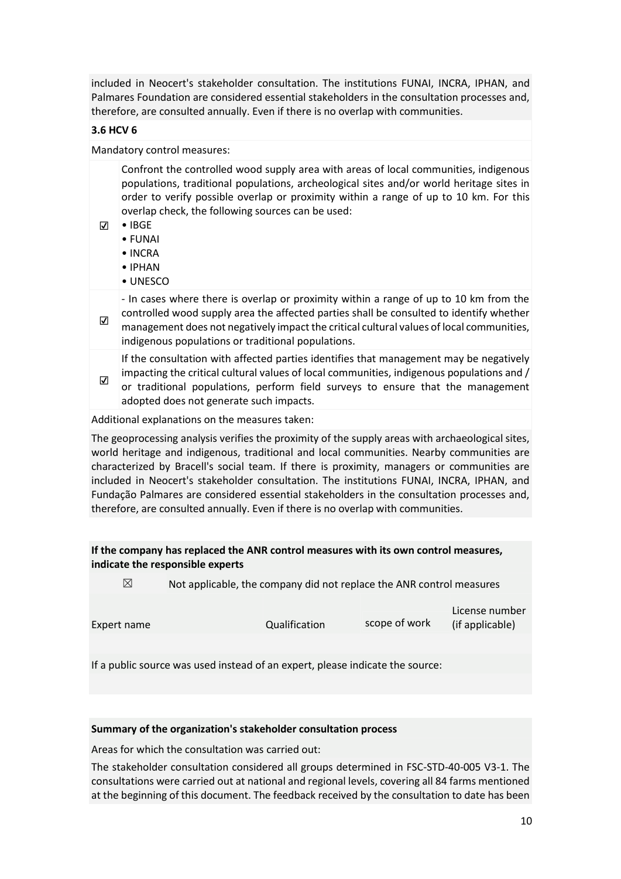included in Neocert's stakeholder consultation. The institutions FUNAI, INCRA, IPHAN, and Palmares Foundation are considered essential stakeholders in the consultation processes and, therefore, are consulted annually. Even if there is no overlap with communities.

**3.6 HCV 6**

Mandatory control measures:

| | |
|---|---|
| ☑ | Confront the controlled wood supply area with areas of local communities, indigenous populations, traditional populations, archeological sites and/or world heritage sites in order to verify possible overlap or proximity within a range of up to 10 km. For this overlap check, the following sources can be used:<br>• IBGE<br>• FUNAI<br>• INCRA<br>• IPHAN<br>• UNESCO |
| ☑ | - In cases where there is overlap or proximity within a range of up to 10 km from the controlled wood supply area the affected parties shall be consulted to identify whether management does not negatively impact the critical cultural values of local communities, indigenous populations or traditional populations. |
| ☑ | If the consultation with affected parties identifies that management may be negatively impacting the critical cultural values of local communities, indigenous populations and / or traditional populations, perform field surveys to ensure that the management adopted does not generate such impacts. |

Additional explanations on the measures taken:

The geoprocessing analysis verifies the proximity of the supply areas with archaeological sites, world heritage and indigenous, traditional and local communities. Nearby communities are characterized by Bracell's social team. If there is proximity, managers or communities are included in Neocert's stakeholder consultation. The institutions FUNAI, INCRA, IPHAN, and Fundação Palmares are considered essential stakeholders in the consultation processes and, therefore, are consulted annually. Even if there is no overlap with communities.

**If the company has replaced the ANR control measures with its own control measures, indicate the responsible experts**

☒ Not applicable, the company did not replace the ANR control measures

| Expert name | Qualification | scope of work | License number (if applicable) |
|---|---|---|---|
| | | | |

If a public source was used instead of an expert, please indicate the source:

**Summary of the organization's stakeholder consultation process**

Areas for which the consultation was carried out:

The stakeholder consultation considered all groups determined in FSC-STD-40-005 V3-1. The consultations were carried out at national and regional levels, covering all 84 farms mentioned at the beginning of this document. The feedback received by the consultation to date has been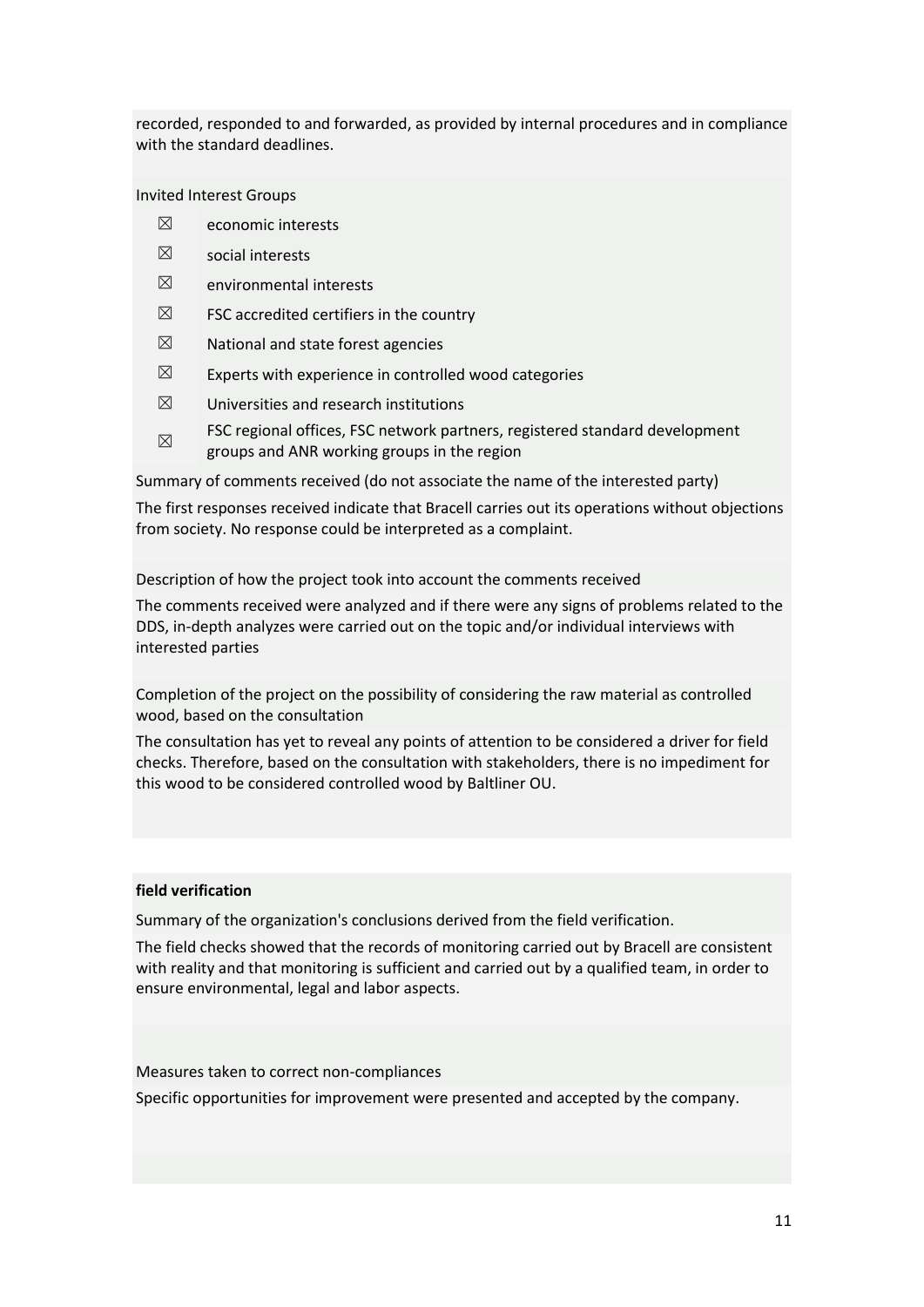recorded, responded to and forwarded, as provided by internal procedures and in compliance with the standard deadlines.

Invited Interest Groups

- ☒ economic interests
- ☒ social interests
- ☒ environmental interests
- ☒ FSC accredited certifiers in the country
- ☒ National and state forest agencies
- ☒ Experts with experience in controlled wood categories
- ☒ Universities and research institutions
- ☒ FSC regional offices, FSC network partners, registered standard development groups and ANR working groups in the region

Summary of comments received (do not associate the name of the interested party)

The first responses received indicate that Bracell carries out its operations without objections from society. No response could be interpreted as a complaint.

Description of how the project took into account the comments received

The comments received were analyzed and if there were any signs of problems related to the DDS, in-depth analyzes were carried out on the topic and/or individual interviews with interested parties

Completion of the project on the possibility of considering the raw material as controlled wood, based on the consultation

The consultation has yet to reveal any points of attention to be considered a driver for field checks. Therefore, based on the consultation with stakeholders, there is no impediment for this wood to be considered controlled wood by Baltliner OU.

**field verification**

Summary of the organization's conclusions derived from the field verification.

The field checks showed that the records of monitoring carried out by Bracell are consistent with reality and that monitoring is sufficient and carried out by a qualified team, in order to ensure environmental, legal and labor aspects.

Measures taken to correct non-compliances

Specific opportunities for improvement were presented and accepted by the company.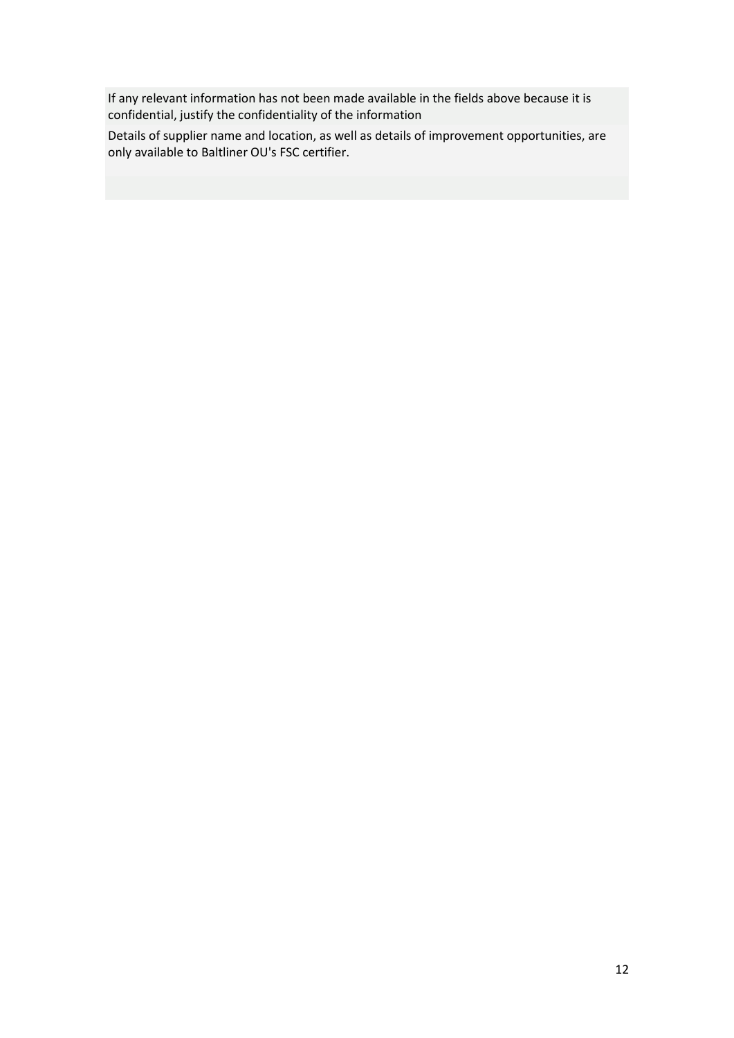If any relevant information has not been made available in the fields above because it is confidential, justify the confidentiality of the information

Details of supplier name and location, as well as details of improvement opportunities, are only available to Baltliner OU's FSC certifier.